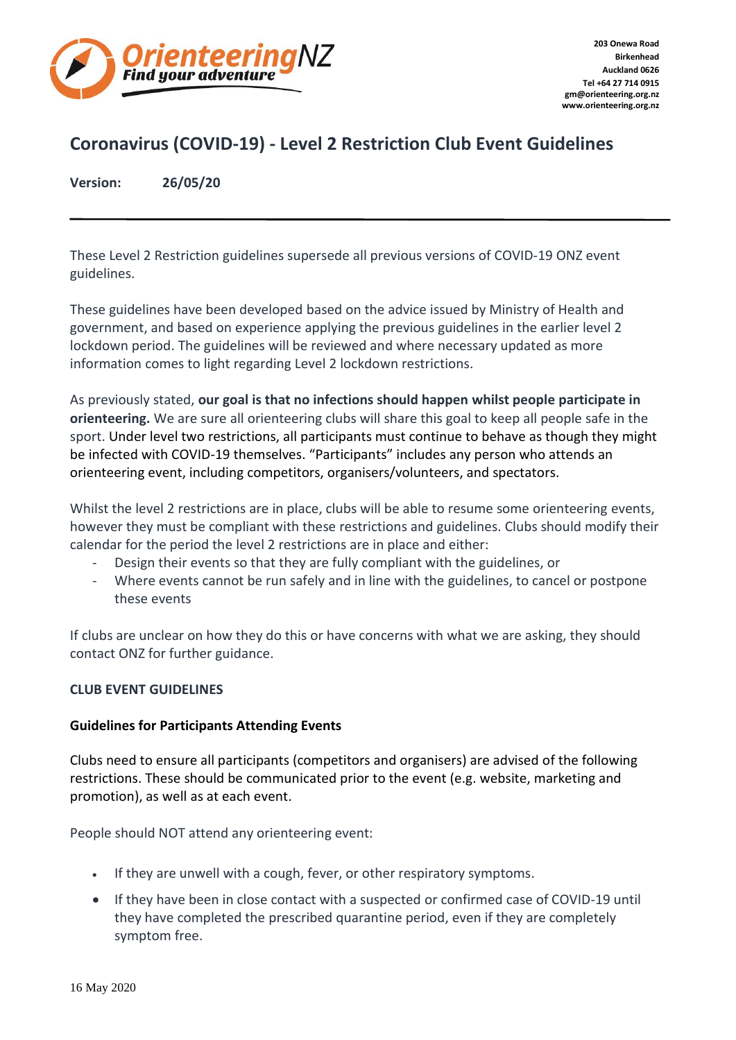OrienteeringNZ
Find your adventure

203 Onewa Road
Birkenhead
Auckland 0626
Tel +64 27 714 0915
gm@orienteering.org.nz
www.orienteering.org.nz

# Coronavirus (COVID-19) - Level 2 Restriction Club Event Guidelines

**Version:** **26/05/20**

---

These Level 2 Restriction guidelines supersede all previous versions of COVID-19 ONZ event guidelines.

These guidelines have been developed based on the advice issued by Ministry of Health and government, and based on experience applying the previous guidelines in the earlier level 2 lockdown period. The guidelines will be reviewed and where necessary updated as more information comes to light regarding Level 2 lockdown restrictions.

As previously stated, **our goal is that no infections should happen whilst people participate in orienteering.** We are sure all orienteering clubs will share this goal to keep all people safe in the sport. Under level two restrictions, all participants must continue to behave as though they might be infected with COVID-19 themselves. "Participants" includes any person who attends an orienteering event, including competitors, organisers/volunteers, and spectators.

Whilst the level 2 restrictions are in place, clubs will be able to resume some orienteering events, however they must be compliant with these restrictions and guidelines. Clubs should modify their calendar for the period the level 2 restrictions are in place and either:

- Design their events so that they are fully compliant with the guidelines, or
- Where events cannot be run safely and in line with the guidelines, to cancel or postpone these events

If clubs are unclear on how they do this or have concerns with what we are asking, they should contact ONZ for further guidance.

## CLUB EVENT GUIDELINES

### Guidelines for Participants Attending Events

Clubs need to ensure all participants (competitors and organisers) are advised of the following restrictions. These should be communicated prior to the event (e.g. website, marketing and promotion), as well as at each event.

People should NOT attend any orienteering event:

- If they are unwell with a cough, fever, or other respiratory symptoms.
- If they have been in close contact with a suspected or confirmed case of COVID-19 until they have completed the prescribed quarantine period, even if they are completely symptom free.

16 May 2020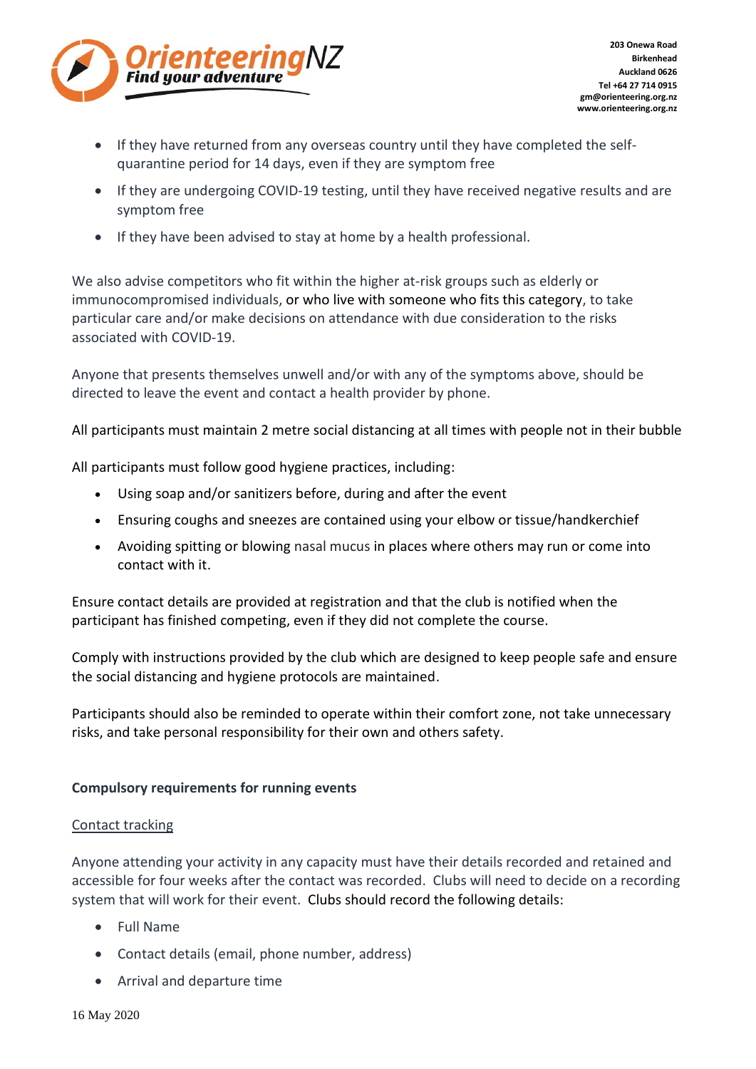- If they have returned from any overseas country until they have completed the self-quarantine period for 14 days, even if they are symptom free
- If they are undergoing COVID-19 testing, until they have received negative results and are symptom free
- If they have been advised to stay at home by a health professional.

We also advise competitors who fit within the higher at-risk groups such as elderly or immunocompromised individuals, or who live with someone who fits this category, to take particular care and/or make decisions on attendance with due consideration to the risks associated with COVID-19.

Anyone that presents themselves unwell and/or with any of the symptoms above, should be directed to leave the event and contact a health provider by phone.

All participants must maintain 2 metre social distancing at all times with people not in their bubble

All participants must follow good hygiene practices, including:

- Using soap and/or sanitizers before, during and after the event
- Ensuring coughs and sneezes are contained using your elbow or tissue/handkerchief
- Avoiding spitting or blowing nasal mucus in places where others may run or come into contact with it.

Ensure contact details are provided at registration and that the club is notified when the participant has finished competing, even if they did not complete the course.

Comply with instructions provided by the club which are designed to keep people safe and ensure the social distancing and hygiene protocols are maintained.

Participants should also be reminded to operate within their comfort zone, not take unnecessary risks, and take personal responsibility for their own and others safety.

**Compulsory requirements for running events**

<u>Contact tracking</u>

Anyone attending your activity in any capacity must have their details recorded and retained and accessible for four weeks after the contact was recorded. Clubs will need to decide on a recording system that will work for their event. Clubs should record the following details:

- Full Name
- Contact details (email, phone number, address)
- Arrival and departure time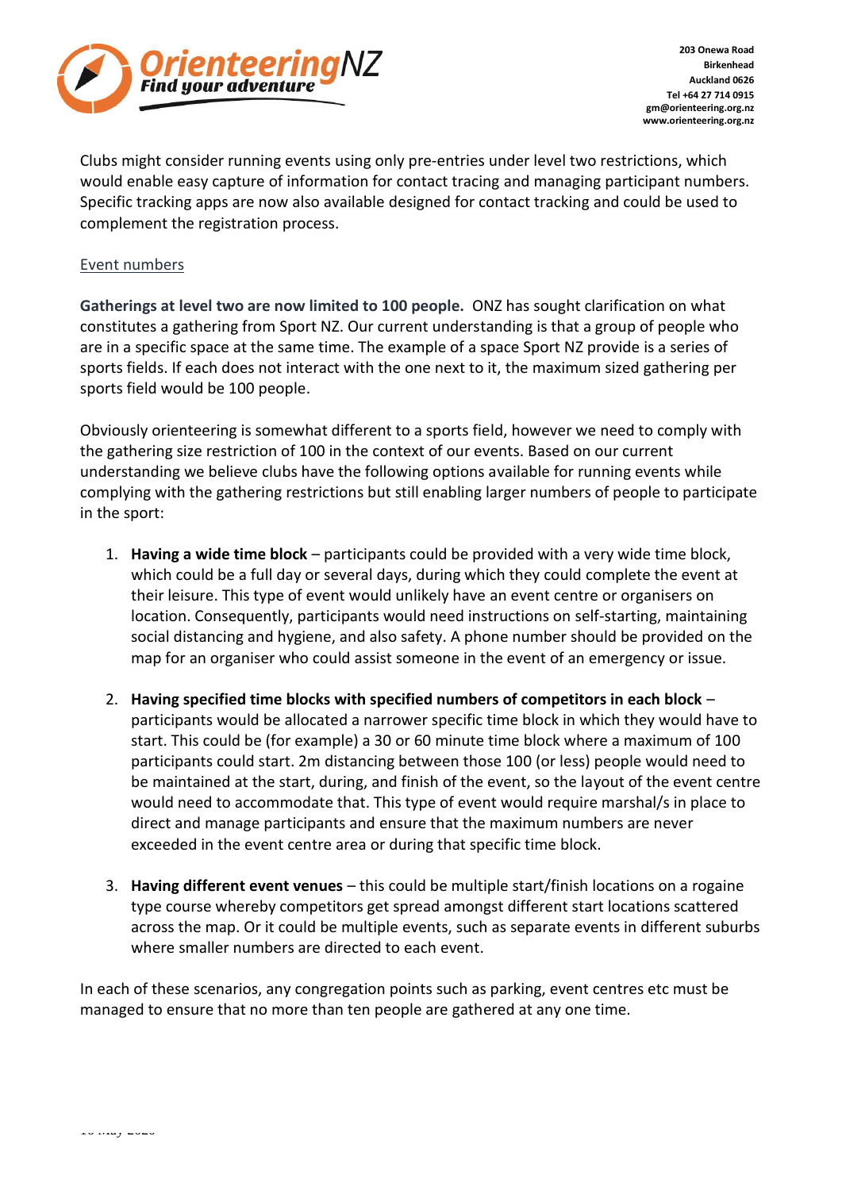Clubs might consider running events using only pre-entries under level two restrictions, which would enable easy capture of information for contact tracing and managing participant numbers. Specific tracking apps are now also available designed for contact tracking and could be used to complement the registration process.

Event numbers

**Gatherings at level two are now limited to 100 people.** ONZ has sought clarification on what constitutes a gathering from Sport NZ. Our current understanding is that a group of people who are in a specific space at the same time. The example of a space Sport NZ provide is a series of sports fields. If each does not interact with the one next to it, the maximum sized gathering per sports field would be 100 people.

Obviously orienteering is somewhat different to a sports field, however we need to comply with the gathering size restriction of 100 in the context of our events. Based on our current understanding we believe clubs have the following options available for running events while complying with the gathering restrictions but still enabling larger numbers of people to participate in the sport:

1. **Having a wide time block** – participants could be provided with a very wide time block, which could be a full day or several days, during which they could complete the event at their leisure. This type of event would unlikely have an event centre or organisers on location. Consequently, participants would need instructions on self-starting, maintaining social distancing and hygiene, and also safety. A phone number should be provided on the map for an organiser who could assist someone in the event of an emergency or issue.

2. **Having specified time blocks with specified numbers of competitors in each block** – participants would be allocated a narrower specific time block in which they would have to start. This could be (for example) a 30 or 60 minute time block where a maximum of 100 participants could start. 2m distancing between those 100 (or less) people would need to be maintained at the start, during, and finish of the event, so the layout of the event centre would need to accommodate that. This type of event would require marshal/s in place to direct and manage participants and ensure that the maximum numbers are never exceeded in the event centre area or during that specific time block.

3. **Having different event venues** – this could be multiple start/finish locations on a rogaine type course whereby competitors get spread amongst different start locations scattered across the map. Or it could be multiple events, such as separate events in different suburbs where smaller numbers are directed to each event.

In each of these scenarios, any congregation points such as parking, event centres etc must be managed to ensure that no more than ten people are gathered at any one time.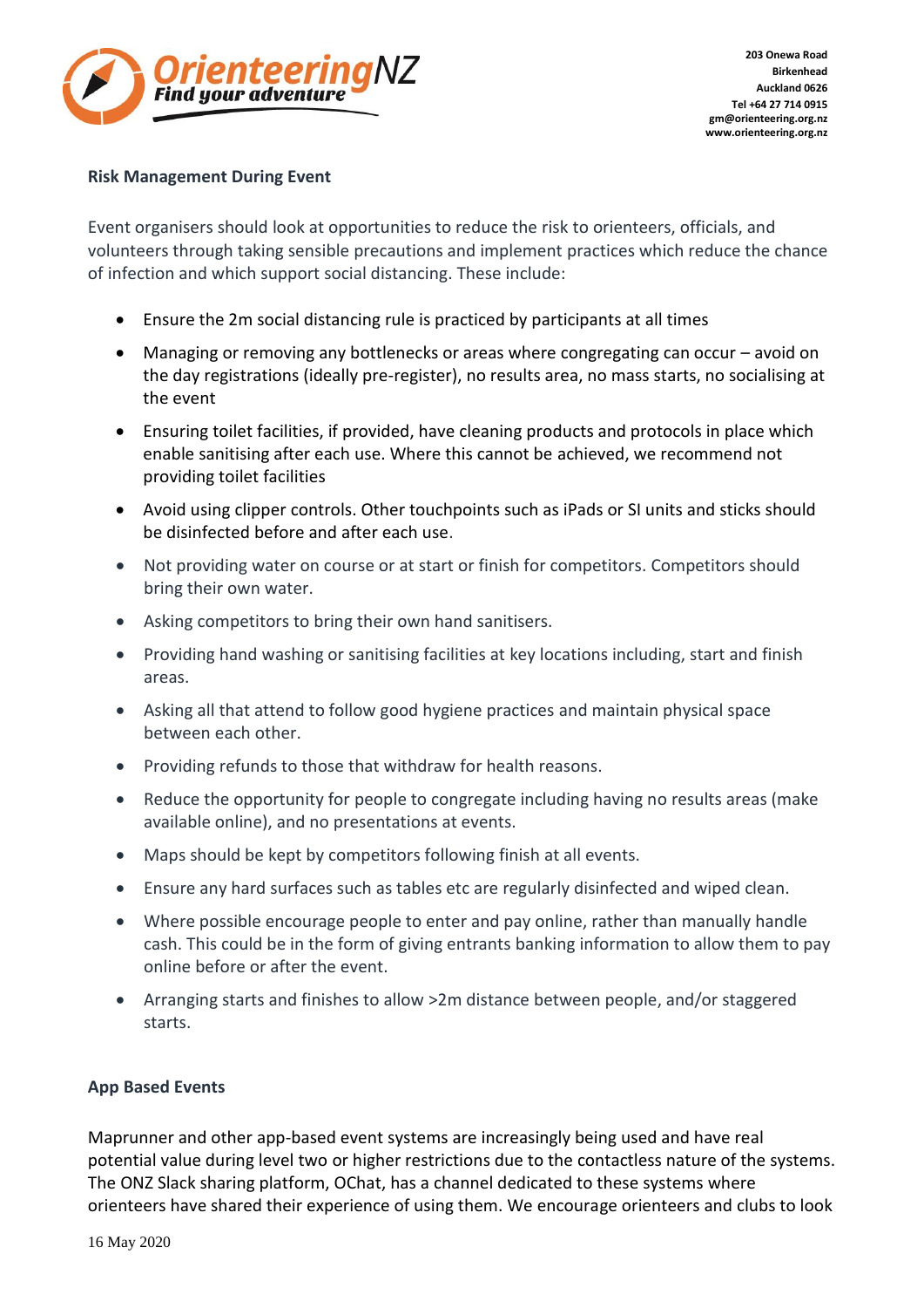**Risk Management During Event**

Event organisers should look at opportunities to reduce the risk to orienteers, officials, and volunteers through taking sensible precautions and implement practices which reduce the chance of infection and which support social distancing. These include:

- Ensure the 2m social distancing rule is practiced by participants at all times
- Managing or removing any bottlenecks or areas where congregating can occur – avoid on the day registrations (ideally pre-register), no results area, no mass starts, no socialising at the event
- Ensuring toilet facilities, if provided, have cleaning products and protocols in place which enable sanitising after each use. Where this cannot be achieved, we recommend not providing toilet facilities
- Avoid using clipper controls. Other touchpoints such as iPads or SI units and sticks should be disinfected before and after each use.
- Not providing water on course or at start or finish for competitors. Competitors should bring their own water.
- Asking competitors to bring their own hand sanitisers.
- Providing hand washing or sanitising facilities at key locations including, start and finish areas.
- Asking all that attend to follow good hygiene practices and maintain physical space between each other.
- Providing refunds to those that withdraw for health reasons.
- Reduce the opportunity for people to congregate including having no results areas (make available online), and no presentations at events.
- Maps should be kept by competitors following finish at all events.
- Ensure any hard surfaces such as tables etc are regularly disinfected and wiped clean.
- Where possible encourage people to enter and pay online, rather than manually handle cash. This could be in the form of giving entrants banking information to allow them to pay online before or after the event.
- Arranging starts and finishes to allow >2m distance between people, and/or staggered starts.

**App Based Events**

Maprunner and other app-based event systems are increasingly being used and have real potential value during level two or higher restrictions due to the contactless nature of the systems. The ONZ Slack sharing platform, OChat, has a channel dedicated to these systems where orienteers have shared their experience of using them. We encourage orienteers and clubs to look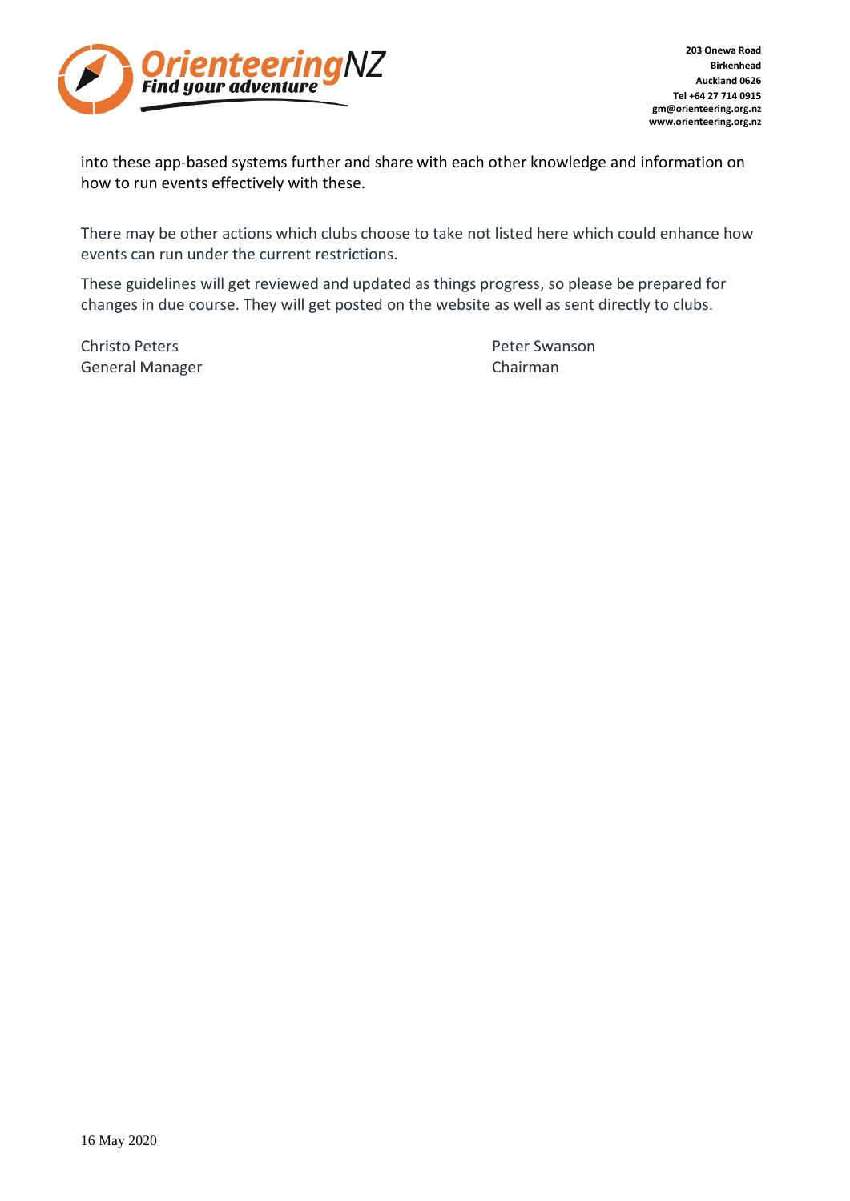into these app-based systems further and share with each other knowledge and information on how to run events effectively with these.

There may be other actions which clubs choose to take not listed here which could enhance how events can run under the current restrictions.

These guidelines will get reviewed and updated as things progress, so please be prepared for changes in due course. They will get posted on the website as well as sent directly to clubs.

Christo Peters
General Manager

Peter Swanson
Chairman